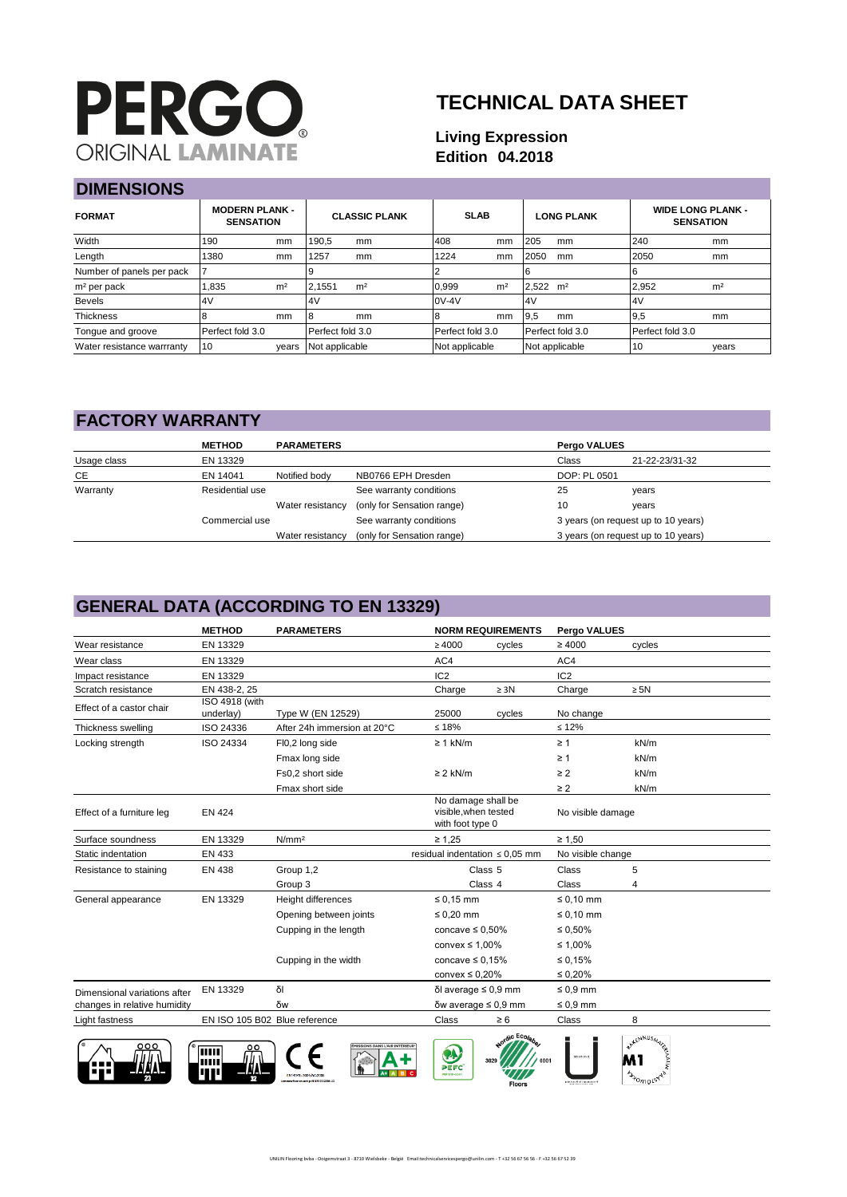# PERGO ORIGINAL LAMINATE

# TECHNICAL DATA SHEET

**Living Expression**
**Edition 04.2018**

## DIMENSIONS

| FORMAT | MODERN PLANK - SENSATION | | CLASSIC PLANK | | SLAB | | LONG PLANK | | WIDE LONG PLANK - SENSATION | |
|---|---|---|---|---|---|---|---|---|---|---|
| Width | 190 | mm | 190,5 | mm | 408 | mm | 205 | mm | 240 | mm |
| Length | 1380 | mm | 1257 | mm | 1224 | mm | 2050 | mm | 2050 | mm |
| Number of panels per pack | 7 | | 9 | | 2 | | 6 | | 6 | |
| m² per pack | 1,835 | m² | 2,1551 | m² | 0,999 | m² | 2,522 | m² | 2,952 | m² |
| Bevels | 4V | | 4V | | 0V-4V | | 4V | | 4V | |
| Thickness | 8 | mm | 8 | mm | 8 | mm | 9,5 | mm | 9,5 | mm |
| Tongue and groove | Perfect fold 3.0 | | Perfect fold 3.0 | | Perfect fold 3.0 | | Perfect fold 3.0 | | Perfect fold 3.0 | |
| Water resistance warrranty | 10 | years | Not applicable | | Not applicable | | Not applicable | | 10 | years |

## FACTORY WARRANTY

| | METHOD | PARAMETERS | | Pergo VALUES | |
|---|---|---|---|---|---|
| Usage class | EN 13329 | | | Class | 21-22-23/31-32 |
| CE | EN 14041 | Notified body | NB0766 EPH Dresden | DOP: PL 0501 | |
| Warranty | Residential use | | See warranty conditions | 25 | years |
| | | Water resistancy | (only for Sensation range) | 10 | years |
| | Commercial use | | See warranty conditions | 3 years (on request up to 10 years) | |
| | | Water resistancy | (only for Sensation range) | 3 years (on request up to 10 years) | |

## GENERAL DATA (ACCORDING TO EN 13329)

| | METHOD | PARAMETERS | NORM REQUIREMENTS | | Pergo VALUES | |
|---|---|---|---|---|---|---|
| Wear resistance | EN 13329 | | ≥ 4000 | cycles | ≥ 4000 | cycles |
| Wear class | EN 13329 | | AC4 | | AC4 | |
| Impact resistance | EN 13329 | | IC2 | | IC2 | |
| Scratch resistance | EN 438-2, 25 | | Charge | ≥ 3N | Charge | ≥ 5N |
| Effect of a castor chair | ISO 4918 (with underlay) | Type W (EN 12529) | 25000 | cycles | No change | |
| Thickness swelling | ISO 24336 | After 24h immersion at 20°C | ≤ 18% | | ≤ 12% | |
| Locking strength | ISO 24334 | Fl0,2 long side | ≥ 1 kN/m | | ≥ 1 | kN/m |
| | | Fmax long side | | | ≥ 1 | kN/m |
| | | Fs0,2 short side | ≥ 2 kN/m | | ≥ 2 | kN/m |
| | | Fmax short side | | | ≥ 2 | kN/m |
| Effect of a furniture leg | EN 424 | | No damage shall be visible,when tested with foot type 0 | | No visible damage | |
| Surface soundness | EN 13329 | N/mm² | ≥ 1,25 | | ≥ 1,50 | |
| Static indentation | EN 433 | | residual indentation ≤ 0,05 mm | | No visible change | |
| Resistance to staining | EN 438 | Group 1,2 | Class 5 | | Class | 5 |
| | | Group 3 | Class 4 | | Class | 4 |
| General appearance | EN 13329 | Height differences | ≤ 0,15 mm | | ≤ 0,10 mm | |
| | | Opening between joints | ≤ 0,20 mm | | ≤ 0,10 mm | |
| | | Cupping in the length | concave ≤ 0,50% | | ≤ 0,50% | |
| | | | convex ≤ 1,00% | | ≤ 1,00% | |
| | | Cupping in the width | concave ≤ 0,15% | | ≤ 0,15% | |
| | | | convex ≤ 0,20% | | ≤ 0,20% | |
| Dimensional variations after changes in relative humidity | EN 13329 | δl | δl average ≤ 0,9 mm | | ≤ 0,9 mm | |
| | | δw | δw average ≤ 0,9 mm | | ≤ 0,9 mm | |
| Light fastness | EN ISO 105 B02 Blue reference | | Class | ≥ 6 | Class | 8 |

UNILIN Flooring bvba - Ooigemstraat 3 - 8710 Wielsbeke - België Email:technicalservicespergo@unilin.com - T +32 56 67 56 56 - F +32 56 67 52 39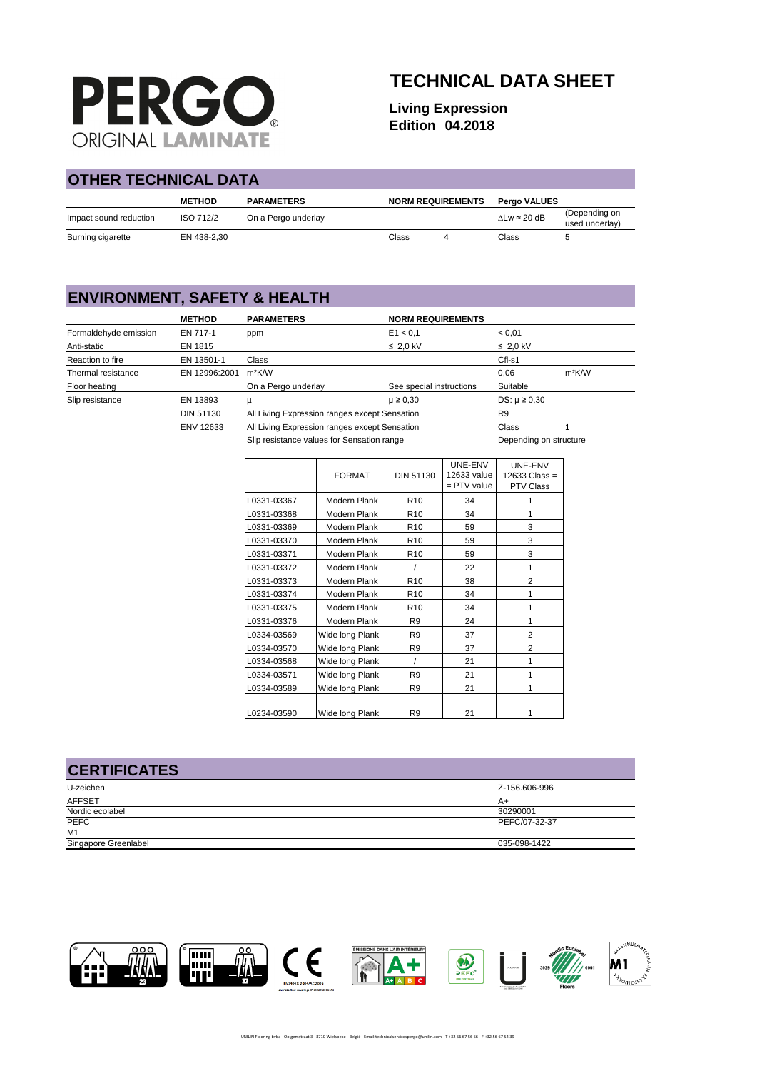# PERGO
ORIGINAL LAMINATE

## TECHNICAL DATA SHEET

**Living Expression**
**Edition 04.2018**

## OTHER TECHNICAL DATA

| | METHOD | PARAMETERS | NORM REQUIREMENTS | | Pergo VALUES | |
|---|---|---|---|---|---|---|
| Impact sound reduction | ISO 712/2 | On a Pergo underlay | | | ΔLw ≈ 20 dB | (Depending on used underlay) |
| Burning cigarette | EN 438-2,30 | | Class | 4 | Class | 5 |

## ENVIRONMENT, SAFETY & HEALTH

| | METHOD | PARAMETERS | NORM REQUIREMENTS | | |
|---|---|---|---|---|---|
| Formaldehyde emission | EN 717-1 | ppm | E1 < 0,1 | < 0,01 | |
| Anti-static | EN 1815 | | ≤ 2,0 kV | ≤ 2,0 kV | |
| Reaction to fire | EN 13501-1 | Class | | Cfl-s1 | |
| Thermal resistance | EN 12996:2001 | m²K/W | | 0,06 | m²K/W |
| Floor heating | | On a Pergo underlay | See special instructions | Suitable | |
| Slip resistance | EN 13893 | μ | μ ≥ 0,30 | DS: μ ≥ 0,30 | |
| | DIN 51130 | All Living Expression ranges except Sensation | | R9 | |
| | ENV 12633 | All Living Expression ranges except Sensation | | Class | 1 |
| | | Slip resistance values for Sensation range | | Depending on structure | |

| | FORMAT | DIN 51130 | UNE-ENV 12633 value = PTV value | UNE-ENV 12633 Class = PTV Class |
|---|---|---|---|---|
| L0331-03367 | Modern Plank | R10 | 34 | 1 |
| L0331-03368 | Modern Plank | R10 | 34 | 1 |
| L0331-03369 | Modern Plank | R10 | 59 | 3 |
| L0331-03370 | Modern Plank | R10 | 59 | 3 |
| L0331-03371 | Modern Plank | R10 | 59 | 3 |
| L0331-03372 | Modern Plank | / | 22 | 1 |
| L0331-03373 | Modern Plank | R10 | 38 | 2 |
| L0331-03374 | Modern Plank | R10 | 34 | 1 |
| L0331-03375 | Modern Plank | R10 | 34 | 1 |
| L0331-03376 | Modern Plank | R9 | 24 | 1 |
| L0334-03569 | Wide long Plank | R9 | 37 | 2 |
| L0334-03570 | Wide long Plank | R9 | 37 | 2 |
| L0334-03568 | Wide long Plank | / | 21 | 1 |
| L0334-03571 | Wide long Plank | R9 | 21 | 1 |
| L0334-03589 | Wide long Plank | R9 | 21 | 1 |
| L0234-03590 | Wide long Plank | R9 | 21 | 1 |

## CERTIFICATES

| | |
|---|---|
| U-zeichen | Z-156.606-996 |
| AFFSET | A+ |
| Nordic ecolabel | 30290001 |
| PEFC | PEFC/07-32-37 |
| M1 | |
| Singapore Greenlabel | 035-098-1422 |

UNILIN Flooring bvba - Ooigemstraat 3 - 8710 Wielsbeke - België Email:technicalservicespergo@unilin.com - T +32 56 67 56 56 - F +32 56 67 52 39